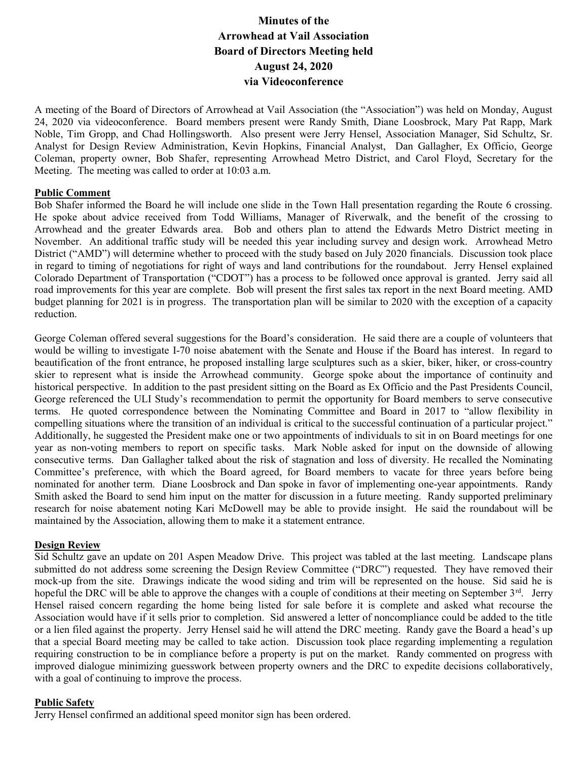# Minutes of the Arrowhead at Vail Association Board of Directors Meeting held August 24, 2020 via Videoconference

A meeting of the Board of Directors of Arrowhead at Vail Association (the "Association") was held on Monday, August 24, 2020 via videoconference. Board members present were Randy Smith, Diane Loosbrock, Mary Pat Rapp, Mark Noble, Tim Gropp, and Chad Hollingsworth. Also present were Jerry Hensel, Association Manager, Sid Schultz, Sr. Analyst for Design Review Administration, Kevin Hopkins, Financial Analyst, Dan Gallagher, Ex Officio, George Coleman, property owner, Bob Shafer, representing Arrowhead Metro District, and Carol Floyd, Secretary for the Meeting. The meeting was called to order at 10:03 a.m.

## Public Comment

Bob Shafer informed the Board he will include one slide in the Town Hall presentation regarding the Route 6 crossing. He spoke about advice received from Todd Williams, Manager of Riverwalk, and the benefit of the crossing to Arrowhead and the greater Edwards area. Bob and others plan to attend the Edwards Metro District meeting in November. An additional traffic study will be needed this year including survey and design work. Arrowhead Metro District ("AMD") will determine whether to proceed with the study based on July 2020 financials. Discussion took place in regard to timing of negotiations for right of ways and land contributions for the roundabout. Jerry Hensel explained Colorado Department of Transportation ("CDOT") has a process to be followed once approval is granted. Jerry said all road improvements for this year are complete. Bob will present the first sales tax report in the next Board meeting. AMD budget planning for 2021 is in progress. The transportation plan will be similar to 2020 with the exception of a capacity reduction.

George Coleman offered several suggestions for the Board's consideration. He said there are a couple of volunteers that would be willing to investigate I-70 noise abatement with the Senate and House if the Board has interest. In regard to beautification of the front entrance, he proposed installing large sculptures such as a skier, biker, hiker, or cross-country skier to represent what is inside the Arrowhead community. George spoke about the importance of continuity and historical perspective. In addition to the past president sitting on the Board as Ex Officio and the Past Presidents Council, George referenced the ULI Study's recommendation to permit the opportunity for Board members to serve consecutive terms. He quoted correspondence between the Nominating Committee and Board in 2017 to "allow flexibility in compelling situations where the transition of an individual is critical to the successful continuation of a particular project." Additionally, he suggested the President make one or two appointments of individuals to sit in on Board meetings for one year as non-voting members to report on specific tasks. Mark Noble asked for input on the downside of allowing consecutive terms. Dan Gallagher talked about the risk of stagnation and loss of diversity. He recalled the Nominating Committee's preference, with which the Board agreed, for Board members to vacate for three years before being nominated for another term. Diane Loosbrock and Dan spoke in favor of implementing one-year appointments. Randy Smith asked the Board to send him input on the matter for discussion in a future meeting. Randy supported preliminary research for noise abatement noting Kari McDowell may be able to provide insight. He said the roundabout will be maintained by the Association, allowing them to make it a statement entrance.

## Design Review

Sid Schultz gave an update on 201 Aspen Meadow Drive. This project was tabled at the last meeting. Landscape plans submitted do not address some screening the Design Review Committee ("DRC") requested. They have removed their mock-up from the site. Drawings indicate the wood siding and trim will be represented on the house. Sid said he is hopeful the DRC will be able to approve the changes with a couple of conditions at their meeting on September 3rd. Jerry Hensel raised concern regarding the home being listed for sale before it is complete and asked what recourse the Association would have if it sells prior to completion. Sid answered a letter of noncompliance could be added to the title or a lien filed against the property. Jerry Hensel said he will attend the DRC meeting. Randy gave the Board a head's up that a special Board meeting may be called to take action. Discussion took place regarding implementing a regulation requiring construction to be in compliance before a property is put on the market. Randy commented on progress with improved dialogue minimizing guesswork between property owners and the DRC to expedite decisions collaboratively, with a goal of continuing to improve the process.

## Public Safety

Jerry Hensel confirmed an additional speed monitor sign has been ordered.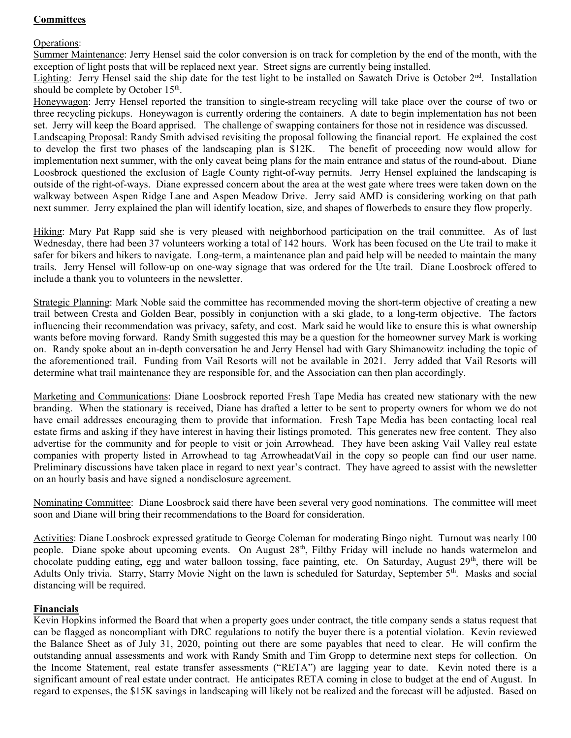## Committees

Operations:

Summer Maintenance: Jerry Hensel said the color conversion is on track for completion by the end of the month, with the exception of light posts that will be replaced next year. Street signs are currently being installed.

Lighting: Jerry Hensel said the ship date for the test light to be installed on Sawatch Drive is October 2nd. Installation should be complete by October 15th.

Honeywagon: Jerry Hensel reported the transition to single-stream recycling will take place over the course of two or three recycling pickups. Honeywagon is currently ordering the containers. A date to begin implementation has not been set. Jerry will keep the Board apprised. The challenge of swapping containers for those not in residence was discussed.

Landscaping Proposal: Randy Smith advised revisiting the proposal following the financial report. He explained the cost to develop the first two phases of the landscaping plan is $12K. The benefit of proceeding now would allow for implementation next summer, with the only caveat being plans for the main entrance and status of the round-about. Diane Loosbrock questioned the exclusion of Eagle County right-of-way permits. Jerry Hensel explained the landscaping is outside of the right-of-ways. Diane expressed concern about the area at the west gate where trees were taken down on the walkway between Aspen Ridge Lane and Aspen Meadow Drive. Jerry said AMD is considering working on that path next summer. Jerry explained the plan will identify location, size, and shapes of flowerbeds to ensure they flow properly.

Hiking: Mary Pat Rapp said she is very pleased with neighborhood participation on the trail committee. As of last Wednesday, there had been 37 volunteers working a total of 142 hours. Work has been focused on the Ute trail to make it safer for bikers and hikers to navigate. Long-term, a maintenance plan and paid help will be needed to maintain the many trails. Jerry Hensel will follow-up on one-way signage that was ordered for the Ute trail. Diane Loosbrock offered to include a thank you to volunteers in the newsletter.

Strategic Planning: Mark Noble said the committee has recommended moving the short-term objective of creating a new trail between Cresta and Golden Bear, possibly in conjunction with a ski glade, to a long-term objective. The factors influencing their recommendation was privacy, safety, and cost. Mark said he would like to ensure this is what ownership wants before moving forward. Randy Smith suggested this may be a question for the homeowner survey Mark is working on. Randy spoke about an in-depth conversation he and Jerry Hensel had with Gary Shimanowitz including the topic of the aforementioned trail. Funding from Vail Resorts will not be available in 2021. Jerry added that Vail Resorts will determine what trail maintenance they are responsible for, and the Association can then plan accordingly.

Marketing and Communications: Diane Loosbrock reported Fresh Tape Media has created new stationary with the new branding. When the stationary is received, Diane has drafted a letter to be sent to property owners for whom we do not have email addresses encouraging them to provide that information. Fresh Tape Media has been contacting local real estate firms and asking if they have interest in having their listings promoted. This generates new free content. They also advertise for the community and for people to visit or join Arrowhead. They have been asking Vail Valley real estate companies with property listed in Arrowhead to tag ArrowheadatVail in the copy so people can find our user name. Preliminary discussions have taken place in regard to next year's contract. They have agreed to assist with the newsletter on an hourly basis and have signed a nondisclosure agreement.

Nominating Committee: Diane Loosbrock said there have been several very good nominations. The committee will meet soon and Diane will bring their recommendations to the Board for consideration.

Activities: Diane Loosbrock expressed gratitude to George Coleman for moderating Bingo night. Turnout was nearly 100 people. Diane spoke about upcoming events. On August 28th, Filthy Friday will include no hands watermelon and chocolate pudding eating, egg and water balloon tossing, face painting, etc. On Saturday, August 29th, there will be Adults Only trivia. Starry, Starry Movie Night on the lawn is scheduled for Saturday, September 5th. Masks and social distancing will be required.

## Financials

Kevin Hopkins informed the Board that when a property goes under contract, the title company sends a status request that can be flagged as noncompliant with DRC regulations to notify the buyer there is a potential violation. Kevin reviewed the Balance Sheet as of July 31, 2020, pointing out there are some payables that need to clear. He will confirm the outstanding annual assessments and work with Randy Smith and Tim Gropp to determine next steps for collection. On the Income Statement, real estate transfer assessments ("RETA") are lagging year to date. Kevin noted there is a significant amount of real estate under contract. He anticipates RETA coming in close to budget at the end of August. In regard to expenses, the $15K savings in landscaping will likely not be realized and the forecast will be adjusted. Based on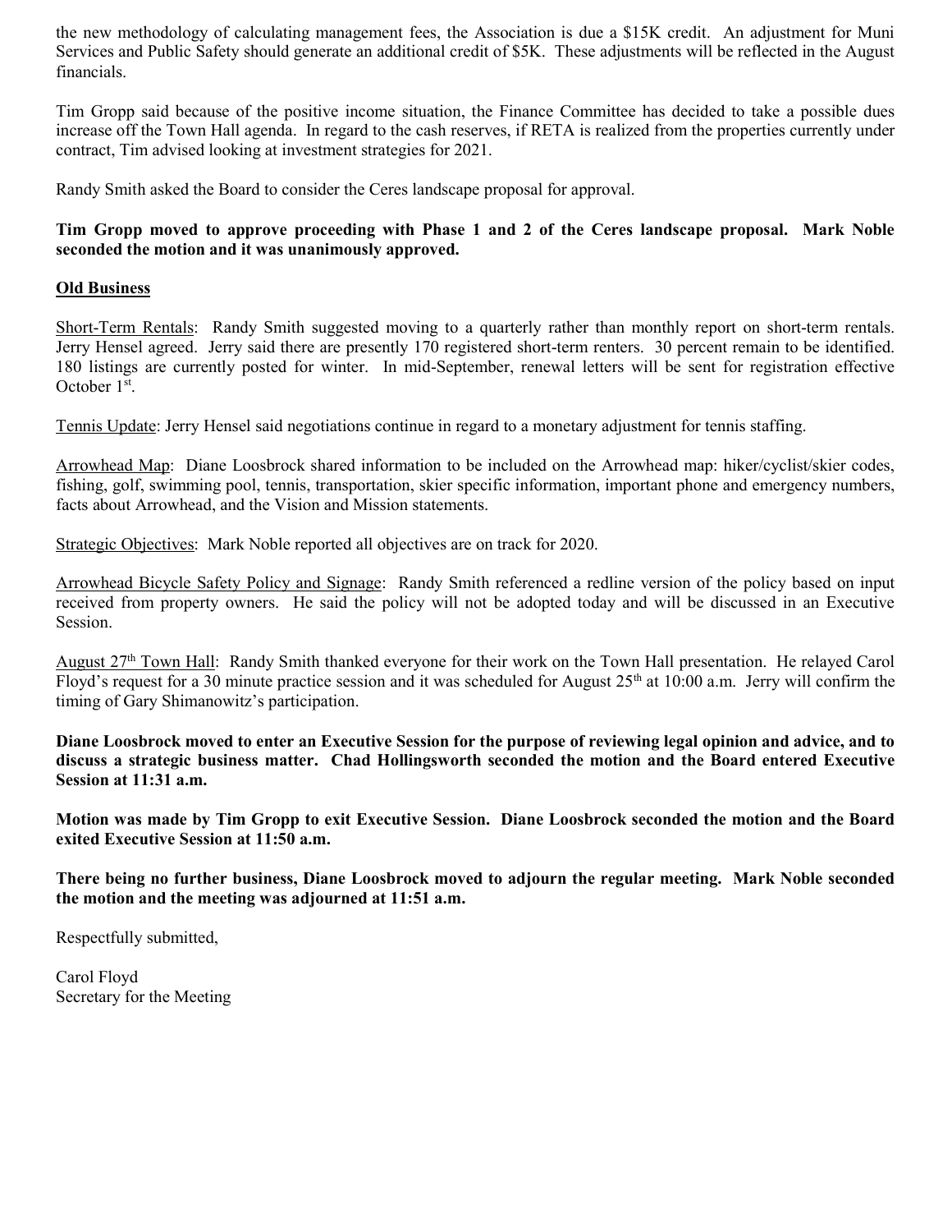the new methodology of calculating management fees, the Association is due a $15K credit. An adjustment for Muni Services and Public Safety should generate an additional credit of $5K. These adjustments will be reflected in the August financials.

Tim Gropp said because of the positive income situation, the Finance Committee has decided to take a possible dues increase off the Town Hall agenda. In regard to the cash reserves, if RETA is realized from the properties currently under contract, Tim advised looking at investment strategies for 2021.

Randy Smith asked the Board to consider the Ceres landscape proposal for approval.

**Tim Gropp moved to approve proceeding with Phase 1 and 2 of the Ceres landscape proposal. Mark Noble seconded the motion and it was unanimously approved.**

**Old Business**

Short-Term Rentals: Randy Smith suggested moving to a quarterly rather than monthly report on short-term rentals. Jerry Hensel agreed. Jerry said there are presently 170 registered short-term renters. 30 percent remain to be identified. 180 listings are currently posted for winter. In mid-September, renewal letters will be sent for registration effective October 1st.

Tennis Update: Jerry Hensel said negotiations continue in regard to a monetary adjustment for tennis staffing.

Arrowhead Map: Diane Loosbrock shared information to be included on the Arrowhead map: hiker/cyclist/skier codes, fishing, golf, swimming pool, tennis, transportation, skier specific information, important phone and emergency numbers, facts about Arrowhead, and the Vision and Mission statements.

Strategic Objectives: Mark Noble reported all objectives are on track for 2020.

Arrowhead Bicycle Safety Policy and Signage: Randy Smith referenced a redline version of the policy based on input received from property owners. He said the policy will not be adopted today and will be discussed in an Executive Session.

August 27th Town Hall: Randy Smith thanked everyone for their work on the Town Hall presentation. He relayed Carol Floyd's request for a 30 minute practice session and it was scheduled for August 25th at 10:00 a.m. Jerry will confirm the timing of Gary Shimanowitz's participation.

**Diane Loosbrock moved to enter an Executive Session for the purpose of reviewing legal opinion and advice, and to discuss a strategic business matter. Chad Hollingsworth seconded the motion and the Board entered Executive Session at 11:31 a.m.**

**Motion was made by Tim Gropp to exit Executive Session. Diane Loosbrock seconded the motion and the Board exited Executive Session at 11:50 a.m.**

**There being no further business, Diane Loosbrock moved to adjourn the regular meeting. Mark Noble seconded the motion and the meeting was adjourned at 11:51 a.m.**

Respectfully submitted,

Carol Floyd
Secretary for the Meeting